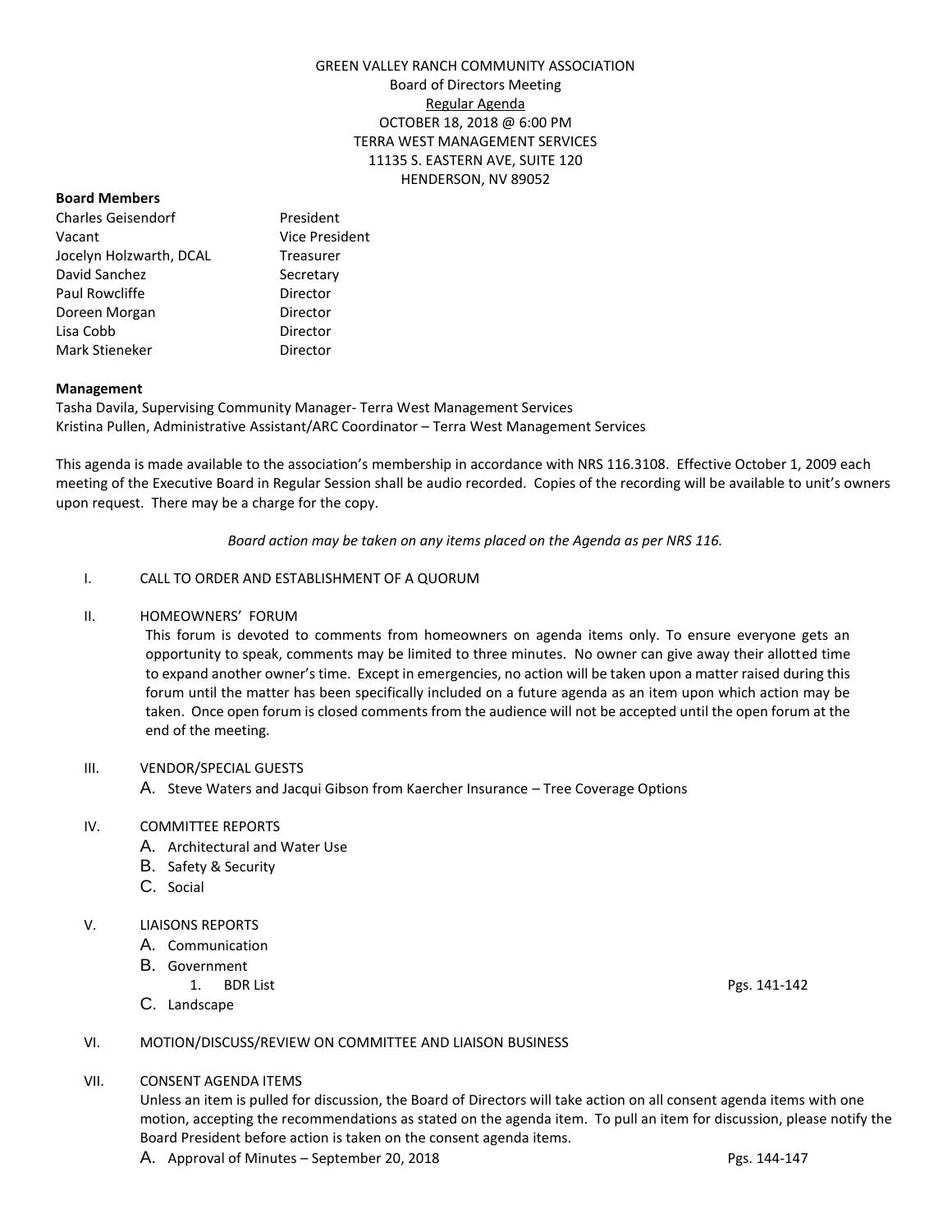GREEN VALLEY RANCH COMMUNITY ASSOCIATION
Board of Directors Meeting
Regular Agenda
OCTOBER 18, 2018 @ 6:00 PM
TERRA WEST MANAGEMENT SERVICES
11135 S. EASTERN AVE, SUITE 120
HENDERSON, NV 89052

**Board Members**

| | |
|---|---|
| Charles Geisendorf | President |
| Vacant | Vice President |
| Jocelyn Holzwarth, DCAL | Treasurer |
| David Sanchez | Secretary |
| Paul Rowcliffe | Director |
| Doreen Morgan | Director |
| Lisa Cobb | Director |
| Mark Stieneker | Director |

**Management**

Tasha Davila, Supervising Community Manager- Terra West Management Services
Kristina Pullen, Administrative Assistant/ARC Coordinator – Terra West Management Services

This agenda is made available to the association's membership in accordance with NRS 116.3108. Effective October 1, 2009 each meeting of the Executive Board in Regular Session shall be audio recorded. Copies of the recording will be available to unit's owners upon request. There may be a charge for the copy.

*Board action may be taken on any items placed on the Agenda as per NRS 116.*

I. CALL TO ORDER AND ESTABLISHMENT OF A QUORUM

II. HOMEOWNERS' FORUM

This forum is devoted to comments from homeowners on agenda items only. To ensure everyone gets an opportunity to speak, comments may be limited to three minutes. No owner can give away their allotted time to expand another owner's time. Except in emergencies, no action will be taken upon a matter raised during this forum until the matter has been specifically included on a future agenda as an item upon which action may be taken. Once open forum is closed comments from the audience will not be accepted until the open forum at the end of the meeting.

III. VENDOR/SPECIAL GUESTS

A. Steve Waters and Jacqui Gibson from Kaercher Insurance – Tree Coverage Options

IV. COMMITTEE REPORTS

A. Architectural and Water Use
B. Safety & Security
C. Social

V. LIAISONS REPORTS

A. Communication
B. Government
   1. BDR List — Pgs. 141-142
C. Landscape

VI. MOTION/DISCUSS/REVIEW ON COMMITTEE AND LIAISON BUSINESS

VII. CONSENT AGENDA ITEMS

Unless an item is pulled for discussion, the Board of Directors will take action on all consent agenda items with one motion, accepting the recommendations as stated on the agenda item. To pull an item for discussion, please notify the Board President before action is taken on the consent agenda items.

A. Approval of Minutes – September 20, 2018 — Pgs. 144-147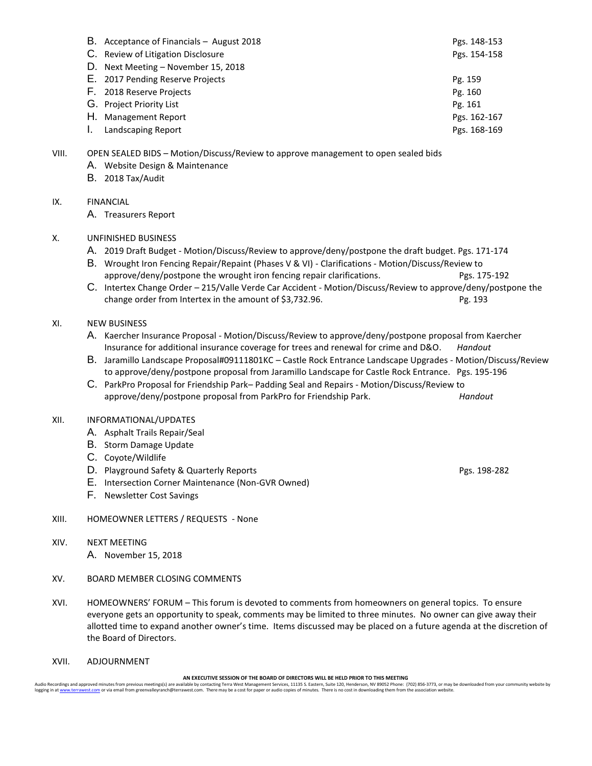B. Acceptance of Financials – August 2018 Pgs. 148-153
C. Review of Litigation Disclosure Pgs. 154-158
D. Next Meeting – November 15, 2018
E. 2017 Pending Reserve Projects Pg. 159
F. 2018 Reserve Projects Pg. 160
G. Project Priority List Pg. 161
H. Management Report Pgs. 162-167
I. Landscaping Report Pgs. 168-169

VIII. OPEN SEALED BIDS – Motion/Discuss/Review to approve management to open sealed bids

A. Website Design & Maintenance
B. 2018 Tax/Audit

IX. FINANCIAL

A. Treasurers Report

X. UNFINISHED BUSINESS

A. 2019 Draft Budget - Motion/Discuss/Review to approve/deny/postpone the draft budget. Pgs. 171-174
B. Wrought Iron Fencing Repair/Repaint (Phases V & VI) - Clarifications - Motion/Discuss/Review to approve/deny/postpone the wrought iron fencing repair clarifications. Pgs. 175-192
C. Intertex Change Order – 215/Valle Verde Car Accident - Motion/Discuss/Review to approve/deny/postpone the change order from Intertex in the amount of $3,732.96. Pg. 193

XI. NEW BUSINESS

A. Kaercher Insurance Proposal - Motion/Discuss/Review to approve/deny/postpone proposal from Kaercher Insurance for additional insurance coverage for trees and renewal for crime and D&O. *Handout*
B. Jaramillo Landscape Proposal#09111801KC – Castle Rock Entrance Landscape Upgrades - Motion/Discuss/Review to approve/deny/postpone proposal from Jaramillo Landscape for Castle Rock Entrance. Pgs. 195-196
C. ParkPro Proposal for Friendship Park– Padding Seal and Repairs - Motion/Discuss/Review to approve/deny/postpone proposal from ParkPro for Friendship Park. *Handout*

XII. INFORMATIONAL/UPDATES

A. Asphalt Trails Repair/Seal
B. Storm Damage Update
C. Coyote/Wildlife
D. Playground Safety & Quarterly Reports Pgs. 198-282
E. Intersection Corner Maintenance (Non-GVR Owned)
F. Newsletter Cost Savings

XIII. HOMEOWNER LETTERS / REQUESTS - None

XIV. NEXT MEETING

A. November 15, 2018

XV. BOARD MEMBER CLOSING COMMENTS

XVI. HOMEOWNERS' FORUM – This forum is devoted to comments from homeowners on general topics. To ensure everyone gets an opportunity to speak, comments may be limited to three minutes. No owner can give away their allotted time to expand another owner's time. Items discussed may be placed on a future agenda at the discretion of the Board of Directors.

XVII. ADJOURNMENT

**AN EXECUTIVE SESSION OF THE BOARD OF DIRECTORS WILL BE HELD PRIOR TO THIS MEETING**

Audio Recordings and approved minutes from previous meetings(s) are available by contacting Terra West Management Services, 11135 S. Eastern, Suite 120, Henderson, NV 89052 Phone: (702) 856-3773, or may be downloaded from your community website by logging in at www.terrawest.com or via email from greenvalleyranch@terrawest.com. There may be a cost for paper or audio copies of minutes. There is no cost in downloading them from the association website.